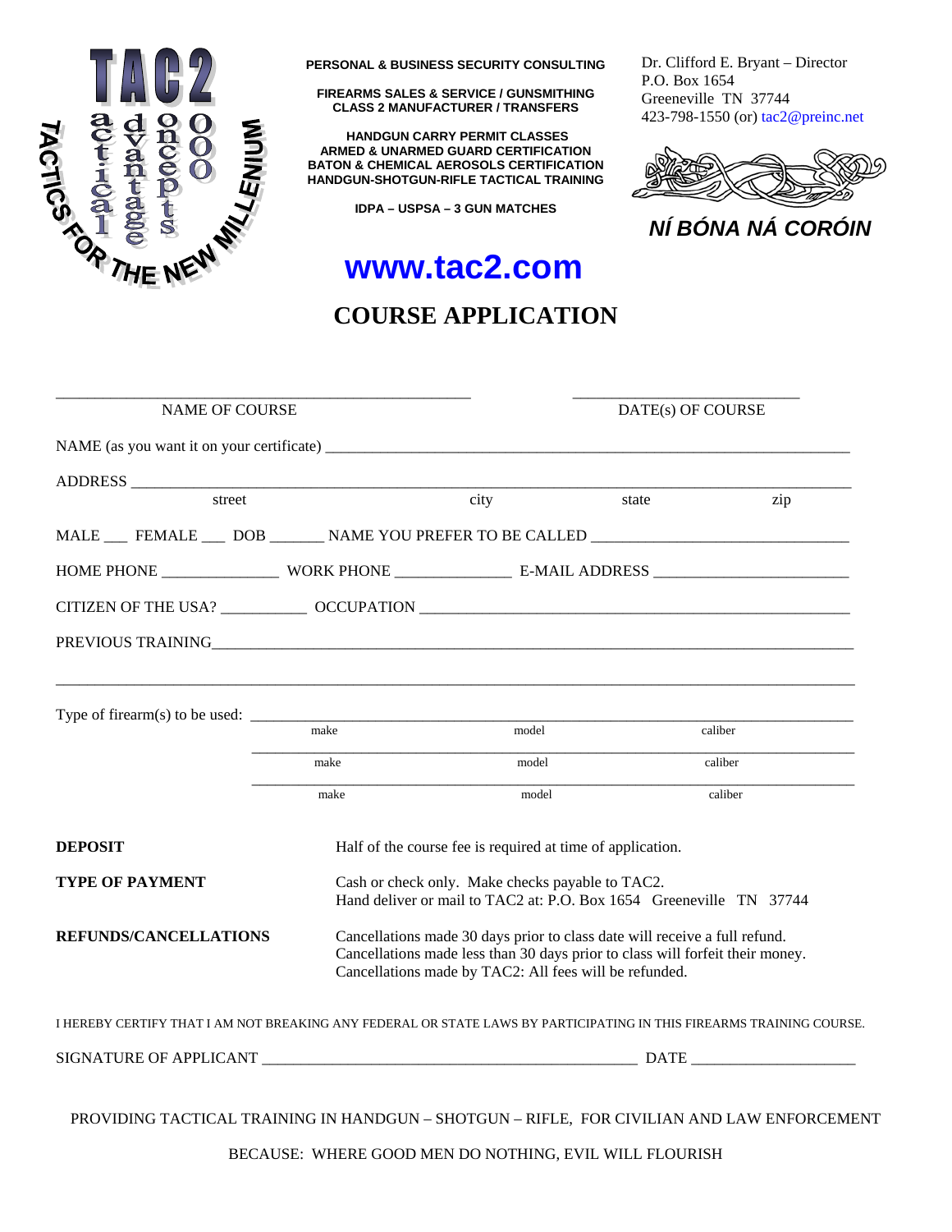TAC2

tactical advantage concepts 000

TACTICS FOR THE NEW MILLENIUM

**PERSONAL & BUSINESS SECURITY CONSULTING**

**FIREARMS SALES & SERVICE / GUNSMITHING**
**CLASS 2 MANUFACTURER / TRANSFERS**

**HANDGUN CARRY PERMIT CLASSES**
**ARMED & UNARMED GUARD CERTIFICATION**
**BATON & CHEMICAL AEROSOLS CERTIFICATION**
**HANDGUN-SHOTGUN-RIFLE TACTICAL TRAINING**

**IDPA – USPSA – 3 GUN MATCHES**

Dr. Clifford E. Bryant – Director
P.O. Box 1654
Greeneville TN 37744
423-798-1550 (or) tac2@preinc.net

***NÍ BÓNA NÁ CORÓIN***

**www.tac2.com**

# COURSE APPLICATION

_______________________________________________ NAME OF COURSE

_________________________ DATE(s) OF COURSE

NAME (as you want it on your certificate) ____________________________________________

ADDRESS ______________________________________________________________
street / city / state / zip

MALE ___ FEMALE ___ DOB _______ NAME YOU PREFER TO BE CALLED ___________________

HOME PHONE ______________ WORK PHONE ______________ E-MAIL ADDRESS ____________________

CITIZEN OF THE USA? __________ OCCUPATION ____________________________________________

PREVIOUS TRAINING______________________________________________________________

________________________________________________________________________________

Type of firearm(s) to be used: ______________________________________________________
make / model / caliber

______________________________________________________
make / model / caliber

______________________________________________________
make / model / caliber

**DEPOSIT** Half of the course fee is required at time of application.

**TYPE OF PAYMENT** Cash or check only. Make checks payable to TAC2.
Hand deliver or mail to TAC2 at: P.O. Box 1654 Greeneville TN 37744

**REFUNDS/CANCELLATIONS** Cancellations made 30 days prior to class date will receive a full refund.
Cancellations made less than 30 days prior to class will forfeit their money.
Cancellations made by TAC2: All fees will be refunded.

I HEREBY CERTIFY THAT I AM NOT BREAKING ANY FEDERAL OR STATE LAWS BY PARTICIPATING IN THIS FIREARMS TRAINING COURSE.

SIGNATURE OF APPLICANT ____________________________________________ DATE ____________________

PROVIDING TACTICAL TRAINING IN HANDGUN – SHOTGUN – RIFLE, FOR CIVILIAN AND LAW ENFORCEMENT

BECAUSE: WHERE GOOD MEN DO NOTHING, EVIL WILL FLOURISH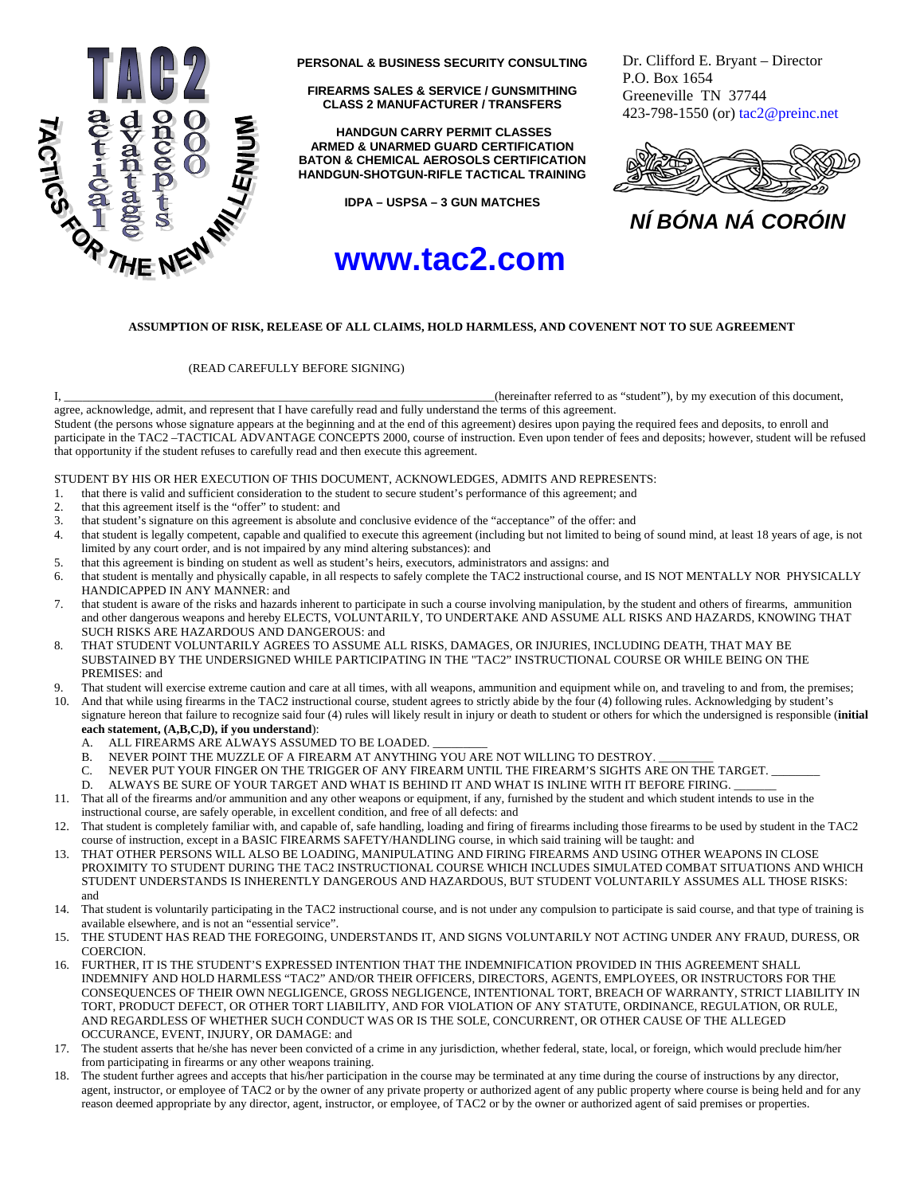TAC2 — tactical advantage concepts 2000 — TACTICS FOR THE NEW MILLENIUM

**PERSONAL & BUSINESS SECURITY CONSULTING**

**FIREARMS SALES & SERVICE / GUNSMITHING**
**CLASS 2 MANUFACTURER / TRANSFERS**

**HANDGUN CARRY PERMIT CLASSES**
**ARMED & UNARMED GUARD CERTIFICATION**
**BATON & CHEMICAL AEROSOLS CERTIFICATION**
**HANDGUN-SHOTGUN-RIFLE TACTICAL TRAINING**

**IDPA – USPSA – 3 GUN MATCHES**

**www.tac2.com**

Dr. Clifford E. Bryant – Director
P.O. Box 1654
Greeneville TN 37744
423-798-1550 (or) tac2@preinc.net

***NÍ BÓNA NÁ CORÓIN***

**ASSUMPTION OF RISK, RELEASE OF ALL CLAIMS, HOLD HARMLESS, AND COVENENT NOT TO SUE AGREEMENT**

(READ CAREFULLY BEFORE SIGNING)

I, ______________________________________________________________________(hereinafter referred to as "student"), by my execution of this document, agree, acknowledge, admit, and represent that I have carefully read and fully understand the terms of this agreement.

Student (the persons whose signature appears at the beginning and at the end of this agreement) desires upon paying the required fees and deposits, to enroll and participate in the TAC2 –TACTICAL ADVANTAGE CONCEPTS 2000, course of instruction. Even upon tender of fees and deposits; however, student will be refused that opportunity if the student refuses to carefully read and then execute this agreement.

STUDENT BY HIS OR HER EXECUTION OF THIS DOCUMENT, ACKNOWLEDGES, ADMITS AND REPRESENTS:

1. that there is valid and sufficient consideration to the student to secure student's performance of this agreement; and
2. that this agreement itself is the "offer" to student: and
3. that student's signature on this agreement is absolute and conclusive evidence of the "acceptance" of the offer: and
4. that student is legally competent, capable and qualified to execute this agreement (including but not limited to being of sound mind, at least 18 years of age, is not limited by any court order, and is not impaired by any mind altering substances): and
5. that this agreement is binding on student as well as student's heirs, executors, administrators and assigns: and
6. that student is mentally and physically capable, in all respects to safely complete the TAC2 instructional course, and IS NOT MENTALLY NOR PHYSICALLY HANDICAPPED IN ANY MANNER: and
7. that student is aware of the risks and hazards inherent to participate in such a course involving manipulation, by the student and others of firearms, ammunition and other dangerous weapons and hereby ELECTS, VOLUNTARILY, TO UNDERTAKE AND ASSUME ALL RISKS AND HAZARDS, KNOWING THAT SUCH RISKS ARE HAZARDOUS AND DANGEROUS: and
8. THAT STUDENT VOLUNTARILY AGREES TO ASSUME ALL RISKS, DAMAGES, OR INJURIES, INCLUDING DEATH, THAT MAY BE SUBSTAINED BY THE UNDERSIGNED WHILE PARTICIPATING IN THE "TAC2" INSTRUCTIONAL COURSE OR WHILE BEING ON THE PREMISES: and
9. That student will exercise extreme caution and care at all times, with all weapons, ammunition and equipment while on, and traveling to and from, the premises;
10. And that while using firearms in the TAC2 instructional course, student agrees to strictly abide by the four (4) following rules. Acknowledging by student's signature hereon that failure to recognize said four (4) rules will likely result in injury or death to student or others for which the undersigned is responsible (**initial each statement, (A,B,C,D), if you understand**):
    A. ALL FIREARMS ARE ALWAYS ASSUMED TO BE LOADED. _________
    B. NEVER POINT THE MUZZLE OF A FIREARM AT ANYTHING YOU ARE NOT WILLING TO DESTROY. _________
    C. NEVER PUT YOUR FINGER ON THE TRIGGER OF ANY FIREARM UNTIL THE FIREARM'S SIGHTS ARE ON THE TARGET. ________
    D. ALWAYS BE SURE OF YOUR TARGET AND WHAT IS BEHIND IT AND WHAT IS INLINE WITH IT BEFORE FIRING. _______
11. That all of the firearms and/or ammunition and any other weapons or equipment, if any, furnished by the student and which student intends to use in the instructional course, are safely operable, in excellent condition, and free of all defects: and
12. That student is completely familiar with, and capable of, safe handling, loading and firing of firearms including those firearms to be used by student in the TAC2 course of instruction, except in a BASIC FIREARMS SAFETY/HANDLING course, in which said training will be taught: and
13. THAT OTHER PERSONS WILL ALSO BE LOADING, MANIPULATING AND FIRING FIREARMS AND USING OTHER WEAPONS IN CLOSE PROXIMITY TO STUDENT DURING THE TAC2 INSTRUCTIONAL COURSE WHICH INCLUDES SIMULATED COMBAT SITUATIONS AND WHICH STUDENT UNDERSTANDS IS INHERENTLY DANGEROUS AND HAZARDOUS, BUT STUDENT VOLUNTARILY ASSUMES ALL THOSE RISKS: and
14. That student is voluntarily participating in the TAC2 instructional course, and is not under any compulsion to participate is said course, and that type of training is available elsewhere, and is not an "essential service".
15. THE STUDENT HAS READ THE FOREGOING, UNDERSTANDS IT, AND SIGNS VOLUNTARILY NOT ACTING UNDER ANY FRAUD, DURESS, OR COERCION.
16. FURTHER, IT IS THE STUDENT'S EXPRESSED INTENTION THAT THE INDEMNIFICATION PROVIDED IN THIS AGREEMENT SHALL INDEMNIFY AND HOLD HARMLESS "TAC2" AND/OR THEIR OFFICERS, DIRECTORS, AGENTS, EMPLOYEES, OR INSTRUCTORS FOR THE CONSEQUENCES OF THEIR OWN NEGLIGENCE, GROSS NEGLIGENCE, INTENTIONAL TORT, BREACH OF WARRANTY, STRICT LIABILITY IN TORT, PRODUCT DEFECT, OR OTHER TORT LIABILITY, AND FOR VIOLATION OF ANY STATUTE, ORDINANCE, REGULATION, OR RULE, AND REGARDLESS OF WHETHER SUCH CONDUCT WAS OR IS THE SOLE, CONCURRENT, OR OTHER CAUSE OF THE ALLEGED OCCURANCE, EVENT, INJURY, OR DAMAGE: and
17. The student asserts that he/she has never been convicted of a crime in any jurisdiction, whether federal, state, local, or foreign, which would preclude him/her from participating in firearms or any other weapons training.
18. The student further agrees and accepts that his/her participation in the course may be terminated at any time during the course of instructions by any director, agent, instructor, or employee of TAC2 or by the owner of any private property or authorized agent of any public property where course is being held and for any reason deemed appropriate by any director, agent, instructor, or employee, of TAC2 or by the owner or authorized agent of said premises or properties.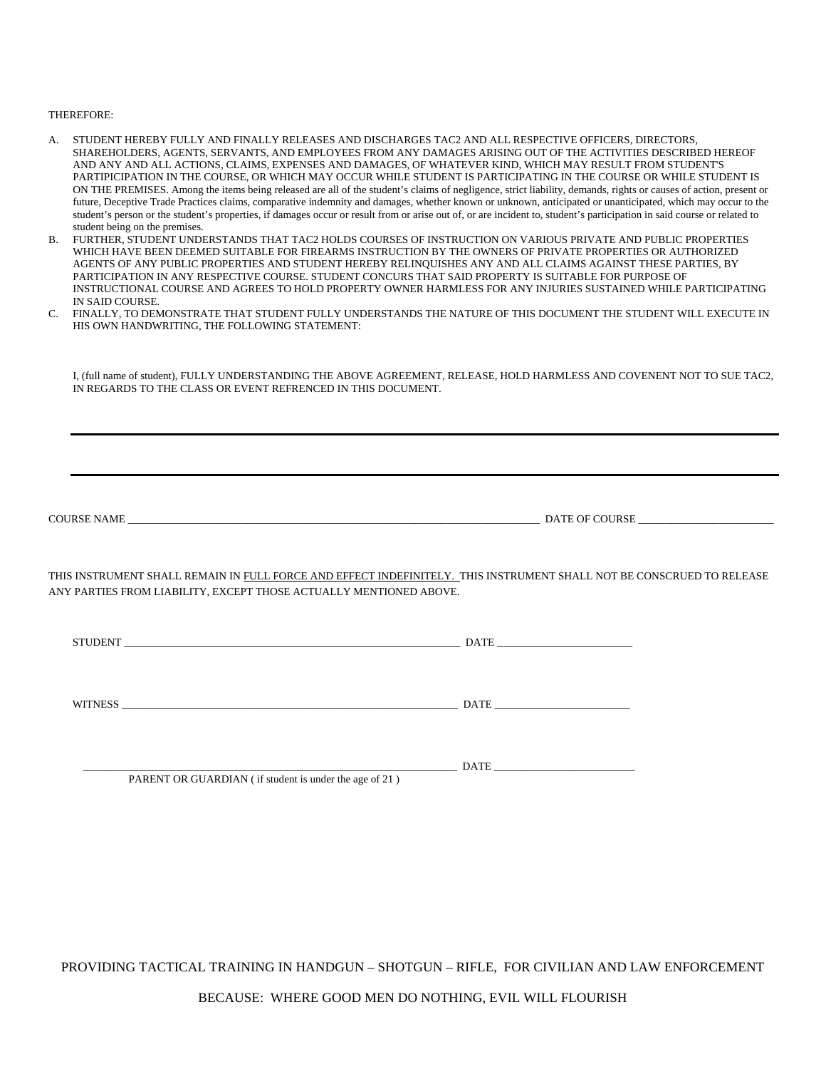THEREFORE:

A. STUDENT HEREBY FULLY AND FINALLY RELEASES AND DISCHARGES TAC2 AND ALL RESPECTIVE OFFICERS, DIRECTORS, SHAREHOLDERS, AGENTS, SERVANTS, AND EMPLOYEES FROM ANY DAMAGES ARISING OUT OF THE ACTIVITIES DESCRIBED HEREOF AND ANY AND ALL ACTIONS, CLAIMS, EXPENSES AND DAMAGES, OF WHATEVER KIND, WHICH MAY RESULT FROM STUDENT'S PARTIPICIPATION IN THE COURSE, OR WHICH MAY OCCUR WHILE STUDENT IS PARTICIPATING IN THE COURSE OR WHILE STUDENT IS ON THE PREMISES. Among the items being released are all of the student's claims of negligence, strict liability, demands, rights or causes of action, present or future, Deceptive Trade Practices claims, comparative indemnity and damages, whether known or unknown, anticipated or unanticipated, which may occur to the student's person or the student's properties, if damages occur or result from or arise out of, or are incident to, student's participation in said course or related to student being on the premises.
B. FURTHER, STUDENT UNDERSTANDS THAT TAC2 HOLDS COURSES OF INSTRUCTION ON VARIOUS PRIVATE AND PUBLIC PROPERTIES WHICH HAVE BEEN DEEMED SUITABLE FOR FIREARMS INSTRUCTION BY THE OWNERS OF PRIVATE PROPERTIES OR AUTHORIZED AGENTS OF ANY PUBLIC PROPERTIES AND STUDENT HEREBY RELINQUISHES ANY AND ALL CLAIMS AGAINST THESE PARTIES, BY PARTICIPATION IN ANY RESPECTIVE COURSE. STUDENT CONCURS THAT SAID PROPERTY IS SUITABLE FOR PURPOSE OF INSTRUCTIONAL COURSE AND AGREES TO HOLD PROPERTY OWNER HARMLESS FOR ANY INJURIES SUSTAINED WHILE PARTICIPATING IN SAID COURSE.
C. FINALLY, TO DEMONSTRATE THAT STUDENT FULLY UNDERSTANDS THE NATURE OF THIS DOCUMENT THE STUDENT WILL EXECUTE IN HIS OWN HANDWRITING, THE FOLLOWING STATEMENT:

I, (full name of student), FULLY UNDERSTANDING THE ABOVE AGREEMENT, RELEASE, HOLD HARMLESS AND COVENENT NOT TO SUE TAC2, IN REGARDS TO THE CLASS OR EVENT REFRENCED IN THIS DOCUMENT.

______________________________________________________________________

______________________________________________________________________

COURSE NAME ________________________________________________ DATE OF COURSE ________________________

THIS INSTRUMENT SHALL REMAIN IN FULL FORCE AND EFFECT INDEFINITELY. THIS INSTRUMENT SHALL NOT BE CONSCRUED TO RELEASE ANY PARTIES FROM LIABILITY, EXCEPT THOSE ACTUALLY MENTIONED ABOVE.

STUDENT ______________________________________________ DATE ________________________

WITNESS ______________________________________________ DATE ________________________

______________________________________________ DATE ________________________
PARENT OR GUARDIAN ( if student is under the age of 21 )

PROVIDING TACTICAL TRAINING IN HANDGUN – SHOTGUN – RIFLE, FOR CIVILIAN AND LAW ENFORCEMENT

BECAUSE: WHERE GOOD MEN DO NOTHING, EVIL WILL FLOURISH